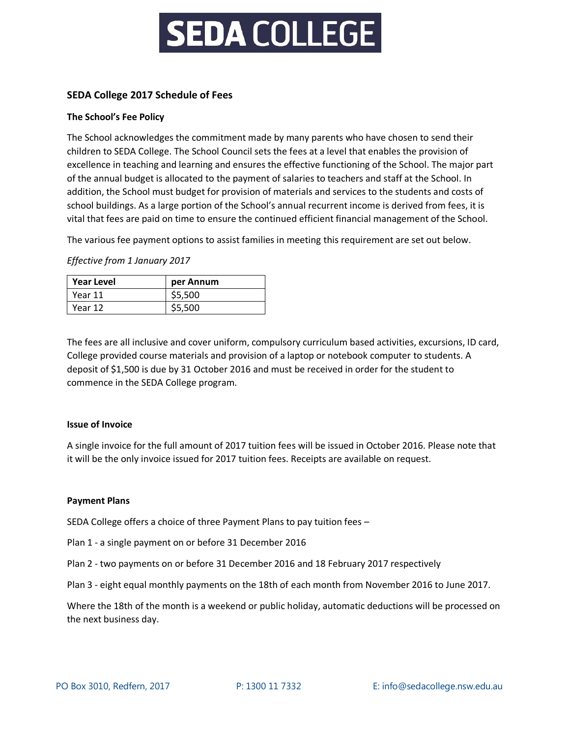# SEDA COLLEGE

## SEDA College 2017 Schedule of Fees

### The School's Fee Policy

The School acknowledges the commitment made by many parents who have chosen to send their children to SEDA College. The School Council sets the fees at a level that enables the provision of excellence in teaching and learning and ensures the effective functioning of the School. The major part of the annual budget is allocated to the payment of salaries to teachers and staff at the School. In addition, the School must budget for provision of materials and services to the students and costs of school buildings. As a large portion of the School's annual recurrent income is derived from fees, it is vital that fees are paid on time to ensure the continued efficient financial management of the School.

The various fee payment options to assist families in meeting this requirement are set out below.

*Effective from 1 January 2017*

| Year Level | per Annum |
|---|---|
| Year 11 | $5,500 |
| Year 12 | $5,500 |

The fees are all inclusive and cover uniform, compulsory curriculum based activities, excursions, ID card, College provided course materials and provision of a laptop or notebook computer to students. A deposit of $1,500 is due by 31 October 2016 and must be received in order for the student to commence in the SEDA College program.

### Issue of Invoice

A single invoice for the full amount of 2017 tuition fees will be issued in October 2016. Please note that it will be the only invoice issued for 2017 tuition fees. Receipts are available on request.

### Payment Plans

SEDA College offers a choice of three Payment Plans to pay tuition fees –

Plan 1 - a single payment on or before 31 December 2016

Plan 2 - two payments on or before 31 December 2016 and 18 February 2017 respectively

Plan 3 - eight equal monthly payments on the 18th of each month from November 2016 to June 2017.

Where the 18th of the month is a weekend or public holiday, automatic deductions will be processed on the next business day.

PO Box 3010, Redfern, 2017 P: 1300 11 7332 E: info@sedacollege.nsw.edu.au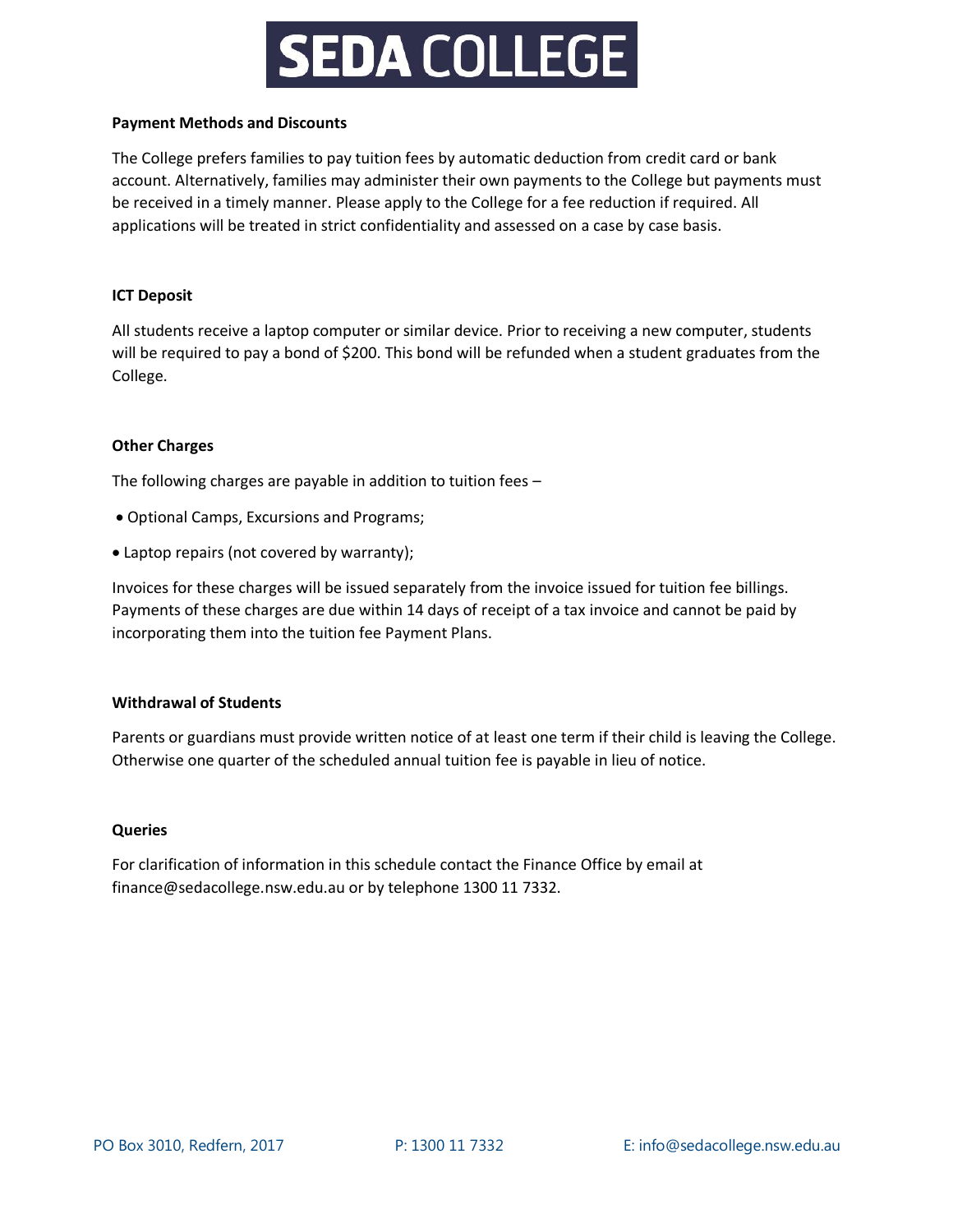# SEDA COLLEGE

**Payment Methods and Discounts**

The College prefers families to pay tuition fees by automatic deduction from credit card or bank account. Alternatively, families may administer their own payments to the College but payments must be received in a timely manner. Please apply to the College for a fee reduction if required. All applications will be treated in strict confidentiality and assessed on a case by case basis.

**ICT Deposit**

All students receive a laptop computer or similar device. Prior to receiving a new computer, students will be required to pay a bond of $200. This bond will be refunded when a student graduates from the College.

**Other Charges**

The following charges are payable in addition to tuition fees –

- Optional Camps, Excursions and Programs;
- Laptop repairs (not covered by warranty);

Invoices for these charges will be issued separately from the invoice issued for tuition fee billings. Payments of these charges are due within 14 days of receipt of a tax invoice and cannot be paid by incorporating them into the tuition fee Payment Plans.

**Withdrawal of Students**

Parents or guardians must provide written notice of at least one term if their child is leaving the College. Otherwise one quarter of the scheduled annual tuition fee is payable in lieu of notice.

**Queries**

For clarification of information in this schedule contact the Finance Office by email at finance@sedacollege.nsw.edu.au or by telephone 1300 11 7332.

PO Box 3010, Redfern, 2017 | P: 1300 11 7332 | E: info@sedacollege.nsw.edu.au